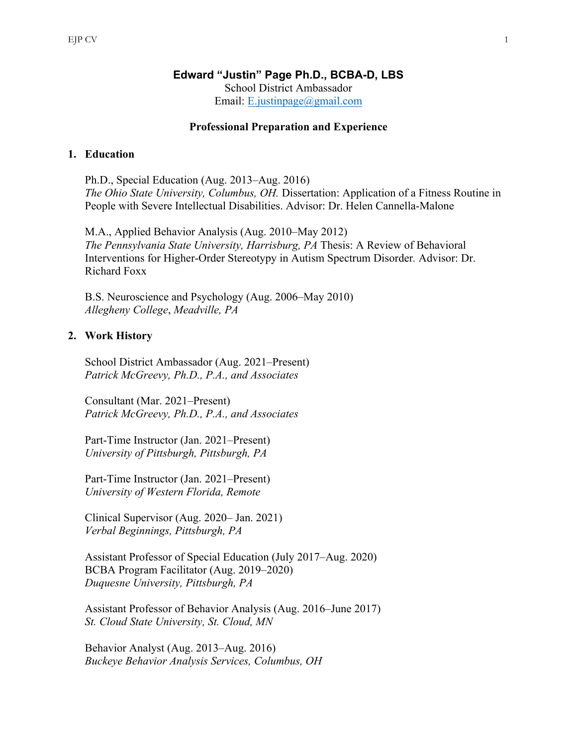# Edward "Justin" Page Ph.D., BCBA-D, LBS

School District Ambassador
Email: E.justinpage@gmail.com

## Professional Preparation and Experience

### 1. Education

Ph.D., Special Education (Aug. 2013–Aug. 2016)
*The Ohio State University, Columbus, OH.* Dissertation: Application of a Fitness Routine in People with Severe Intellectual Disabilities. Advisor: Dr. Helen Cannella-Malone

M.A., Applied Behavior Analysis (Aug. 2010–May 2012)
*The Pennsylvania State University, Harrisburg, PA* Thesis: A Review of Behavioral Interventions for Higher-Order Stereotypy in Autism Spectrum Disorder*.* Advisor: Dr. Richard Foxx

B.S. Neuroscience and Psychology (Aug. 2006–May 2010)
*Allegheny College*, *Meadville, PA*

### 2. Work History

School District Ambassador (Aug. 2021–Present)
*Patrick McGreevy, Ph.D., P.A., and Associates*

Consultant (Mar. 2021–Present)
*Patrick McGreevy, Ph.D., P.A., and Associates*

Part-Time Instructor (Jan. 2021–Present)
*University of Pittsburgh, Pittsburgh, PA*

Part-Time Instructor (Jan. 2021–Present)
*University of Western Florida, Remote*

Clinical Supervisor (Aug. 2020– Jan. 2021)
*Verbal Beginnings, Pittsburgh, PA*

Assistant Professor of Special Education (July 2017–Aug. 2020)
BCBA Program Facilitator (Aug. 2019–2020)
*Duquesne University, Pittsburgh, PA*

Assistant Professor of Behavior Analysis (Aug. 2016–June 2017)
*St. Cloud State University, St. Cloud, MN*

Behavior Analyst (Aug. 2013–Aug. 2016)
*Buckeye Behavior Analysis Services, Columbus, OH*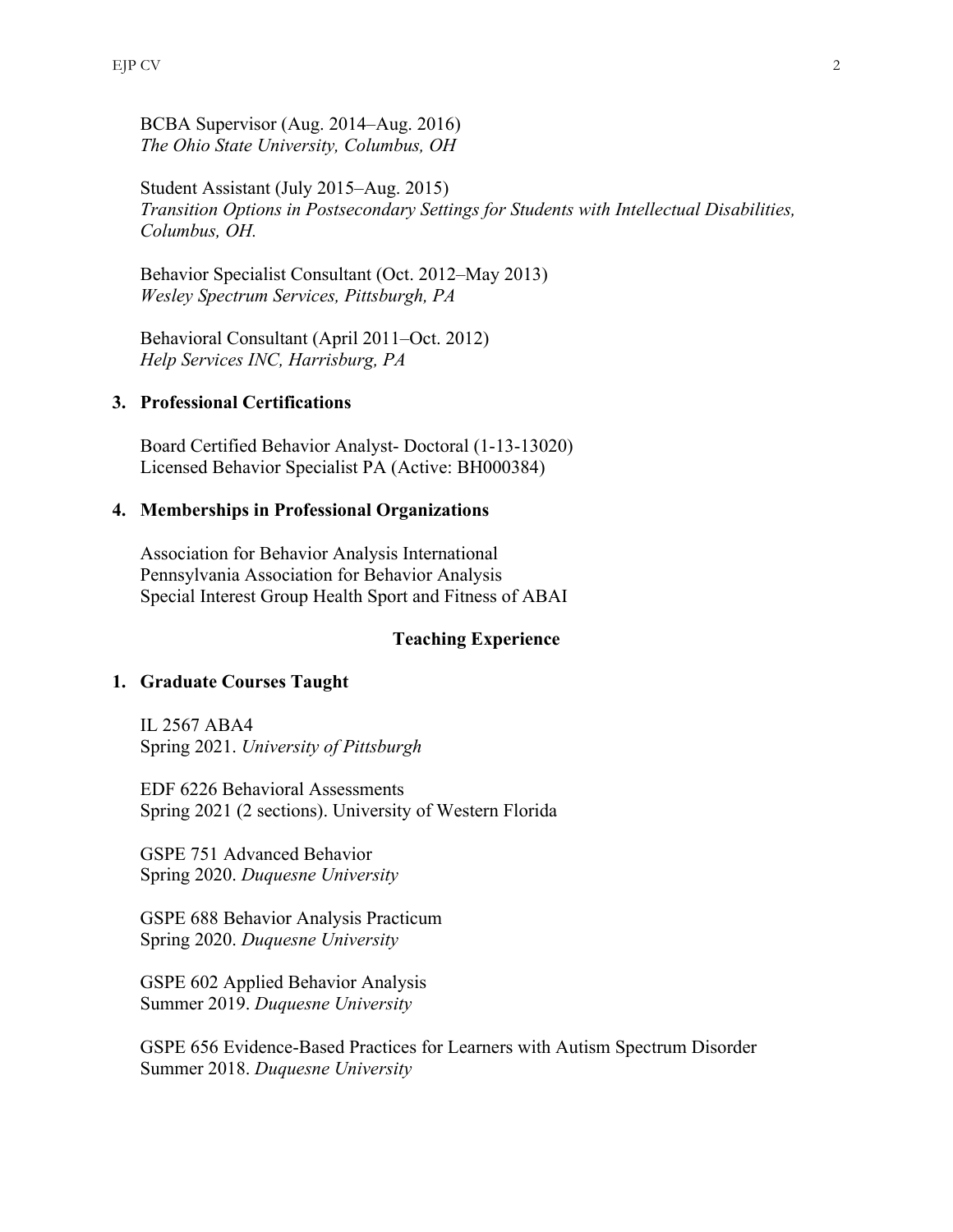BCBA Supervisor (Aug. 2014–Aug. 2016)
*The Ohio State University, Columbus, OH*

Student Assistant (July 2015–Aug. 2015)
*Transition Options in Postsecondary Settings for Students with Intellectual Disabilities, Columbus, OH.*

Behavior Specialist Consultant (Oct. 2012–May 2013)
*Wesley Spectrum Services, Pittsburgh, PA*

Behavioral Consultant (April 2011–Oct. 2012)
*Help Services INC, Harrisburg, PA*

**3. Professional Certifications**

Board Certified Behavior Analyst- Doctoral (1-13-13020)
Licensed Behavior Specialist PA (Active: BH000384)

**4. Memberships in Professional Organizations**

Association for Behavior Analysis International
Pennsylvania Association for Behavior Analysis
Special Interest Group Health Sport and Fitness of ABAI

## Teaching Experience

**1. Graduate Courses Taught**

IL 2567 ABA4
Spring 2021. *University of Pittsburgh*

EDF 6226 Behavioral Assessments
Spring 2021 (2 sections). University of Western Florida

GSPE 751 Advanced Behavior
Spring 2020. *Duquesne University*

GSPE 688 Behavior Analysis Practicum
Spring 2020. *Duquesne University*

GSPE 602 Applied Behavior Analysis
Summer 2019. *Duquesne University*

GSPE 656 Evidence-Based Practices for Learners with Autism Spectrum Disorder
Summer 2018. *Duquesne University*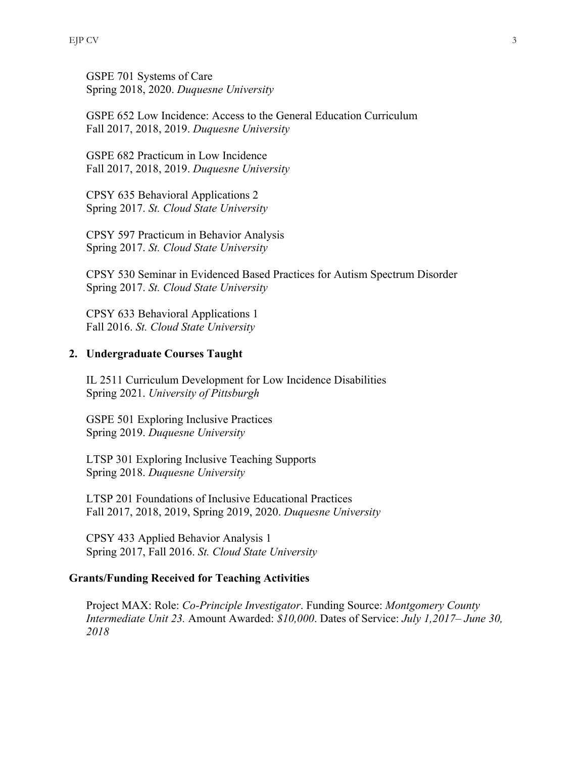GSPE 701 Systems of Care
Spring 2018, 2020. *Duquesne University*

GSPE 652 Low Incidence: Access to the General Education Curriculum
Fall 2017, 2018, 2019. *Duquesne University*

GSPE 682 Practicum in Low Incidence
Fall 2017, 2018, 2019. *Duquesne University*

CPSY 635 Behavioral Applications 2
Spring 2017. *St. Cloud State University*

CPSY 597 Practicum in Behavior Analysis
Spring 2017. *St. Cloud State University*

CPSY 530 Seminar in Evidenced Based Practices for Autism Spectrum Disorder
Spring 2017. *St. Cloud State University*

CPSY 633 Behavioral Applications 1
Fall 2016. *St. Cloud State University*

### 2. Undergraduate Courses Taught

IL 2511 Curriculum Development for Low Incidence Disabilities
Spring 2021. *University of Pittsburgh*

GSPE 501 Exploring Inclusive Practices
Spring 2019. *Duquesne University*

LTSP 301 Exploring Inclusive Teaching Supports
Spring 2018. *Duquesne University*

LTSP 201 Foundations of Inclusive Educational Practices
Fall 2017, 2018, 2019, Spring 2019, 2020. *Duquesne University*

CPSY 433 Applied Behavior Analysis 1
Spring 2017, Fall 2016. *St. Cloud State University*

## Grants/Funding Received for Teaching Activities

Project MAX: Role: *Co-Principle Investigator*. Funding Source: *Montgomery County Intermediate Unit 23.* Amount Awarded: *$10,000*. Dates of Service: *July 1,2017– June 30, 2018*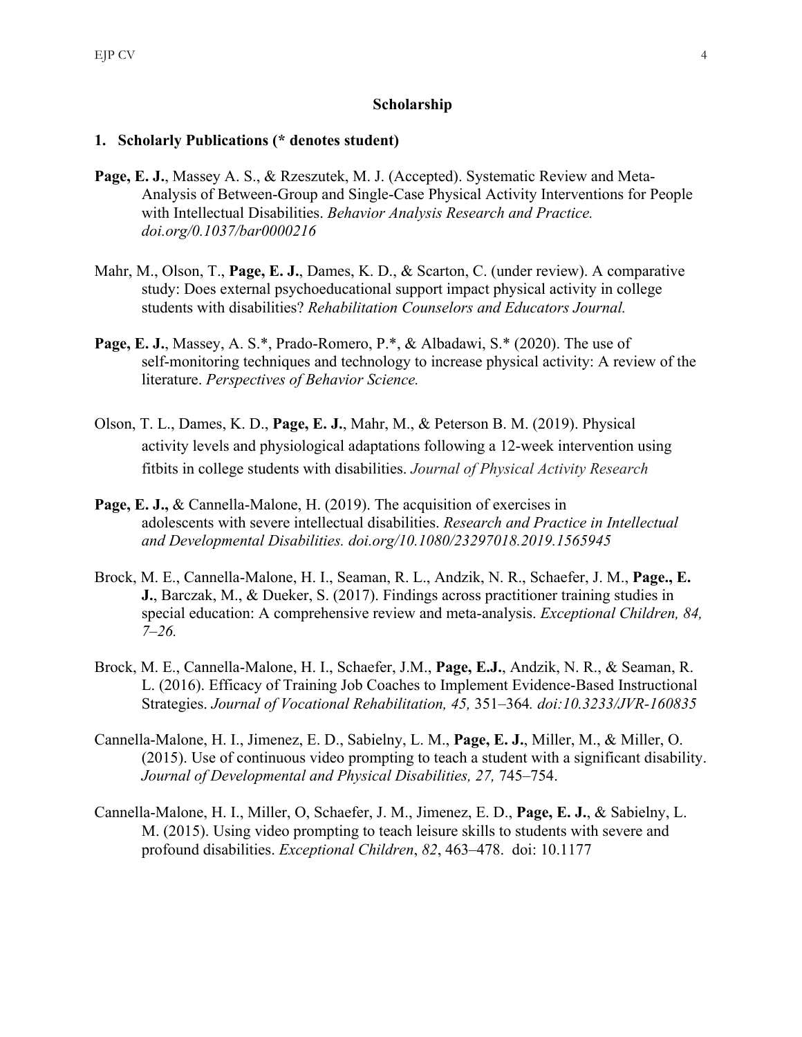## Scholarship

### 1. Scholarly Publications (* denotes student)

**Page, E. J.**, Massey A. S., & Rzeszutek, M. J. (Accepted). Systematic Review and Meta-Analysis of Between-Group and Single-Case Physical Activity Interventions for People with Intellectual Disabilities. *Behavior Analysis Research and Practice. doi.org/0.1037/bar0000216*

Mahr, M., Olson, T., **Page, E. J.**, Dames, K. D., & Scarton, C. (under review). A comparative study: Does external psychoeducational support impact physical activity in college students with disabilities? *Rehabilitation Counselors and Educators Journal.*

**Page, E. J.**, Massey, A. S.*, Prado-Romero, P.*, & Albadawi, S.* (2020). The use of self-monitoring techniques and technology to increase physical activity: A review of the literature. *Perspectives of Behavior Science.*

Olson, T. L., Dames, K. D., **Page, E. J.**, Mahr, M., & Peterson B. M. (2019). Physical activity levels and physiological adaptations following a 12-week intervention using fitbits in college students with disabilities. *Journal of Physical Activity Research*

**Page, E. J.,** & Cannella-Malone, H. (2019). The acquisition of exercises in adolescents with severe intellectual disabilities. *Research and Practice in Intellectual and Developmental Disabilities. doi.org/10.1080/23297018.2019.1565945*

Brock, M. E., Cannella-Malone, H. I., Seaman, R. L., Andzik, N. R., Schaefer, J. M., **Page., E. J.**, Barczak, M., & Dueker, S. (2017). Findings across practitioner training studies in special education: A comprehensive review and meta-analysis. *Exceptional Children, 84, 7–26.*

Brock, M. E., Cannella-Malone, H. I., Schaefer, J.M., **Page, E.J.**, Andzik, N. R., & Seaman, R. L. (2016). Efficacy of Training Job Coaches to Implement Evidence-Based Instructional Strategies. *Journal of Vocational Rehabilitation, 45,* 351–364*. doi:10.3233/JVR-160835*

Cannella-Malone, H. I., Jimenez, E. D., Sabielny, L. M., **Page, E. J.**, Miller, M., & Miller, O. (2015). Use of continuous video prompting to teach a student with a significant disability. *Journal of Developmental and Physical Disabilities, 27,* 745–754.

Cannella-Malone, H. I., Miller, O, Schaefer, J. M., Jimenez, E. D., **Page, E. J.**, & Sabielny, L. M. (2015). Using video prompting to teach leisure skills to students with severe and profound disabilities. *Exceptional Children*, *82*, 463–478. doi: 10.1177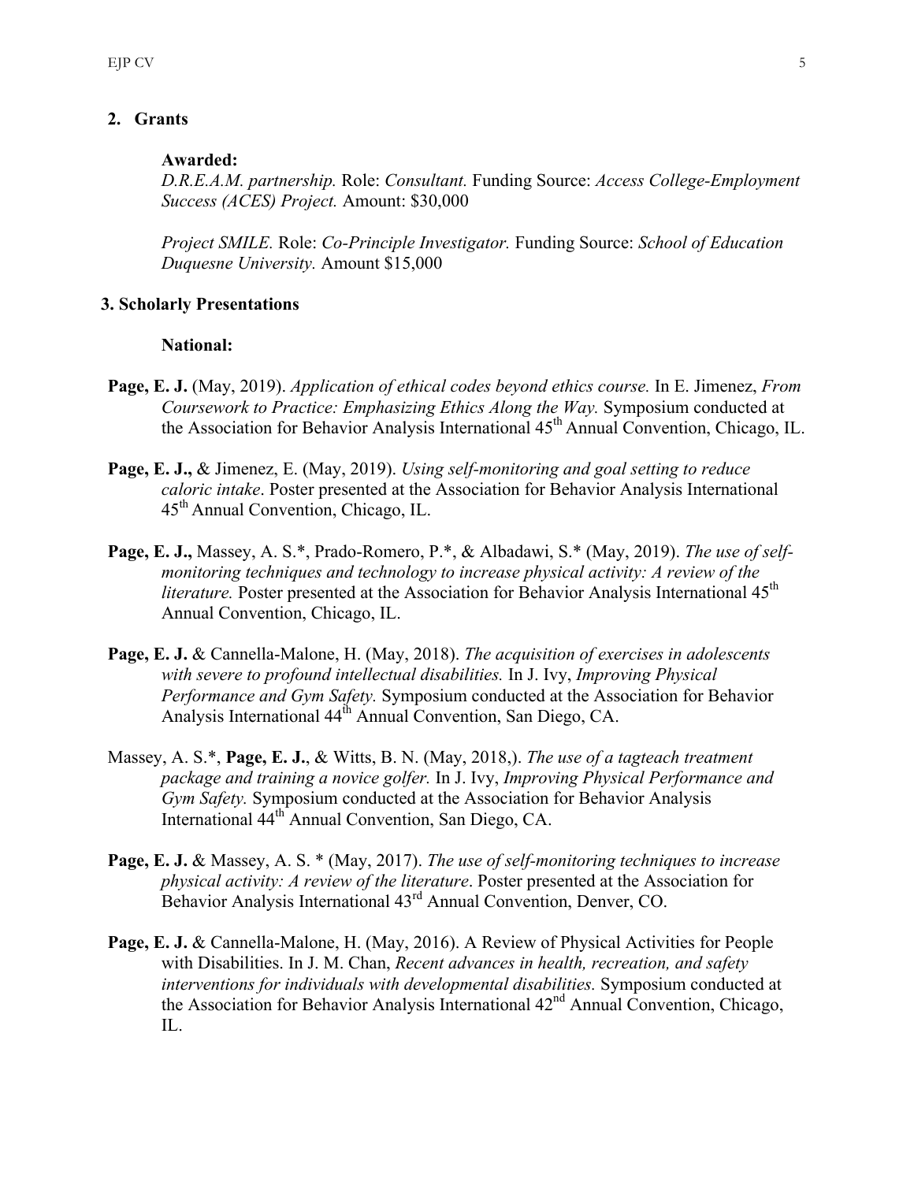## 2. Grants

**Awarded:**

*D.R.E.A.M. partnership.* Role: *Consultant.* Funding Source: *Access College-Employment Success (ACES) Project.* Amount: $30,000

*Project SMILE.* Role: *Co-Principle Investigator.* Funding Source: *School of Education Duquesne University.* Amount $15,000

## 3. Scholarly Presentations

**National:**

**Page, E. J.** (May, 2019). *Application of ethical codes beyond ethics course.* In E. Jimenez, *From Coursework to Practice: Emphasizing Ethics Along the Way.* Symposium conducted at the Association for Behavior Analysis International 45th Annual Convention, Chicago, IL.

**Page, E. J.,** & Jimenez, E. (May, 2019). *Using self-monitoring and goal setting to reduce caloric intake*. Poster presented at the Association for Behavior Analysis International 45th Annual Convention, Chicago, IL.

**Page, E. J.,** Massey, A. S.*, Prado-Romero, P.*, & Albadawi, S.* (May, 2019). *The use of self-monitoring techniques and technology to increase physical activity: A review of the literature.* Poster presented at the Association for Behavior Analysis International 45th Annual Convention, Chicago, IL.

**Page, E. J.** & Cannella-Malone, H. (May, 2018). *The acquisition of exercises in adolescents with severe to profound intellectual disabilities.* In J. Ivy, *Improving Physical Performance and Gym Safety.* Symposium conducted at the Association for Behavior Analysis International 44th Annual Convention, San Diego, CA.

Massey, A. S.*, **Page, E. J.**, & Witts, B. N. (May, 2018,). *The use of a tagteach treatment package and training a novice golfer.* In J. Ivy, *Improving Physical Performance and Gym Safety.* Symposium conducted at the Association for Behavior Analysis International 44th Annual Convention, San Diego, CA.

**Page, E. J.** & Massey, A. S. * (May, 2017). *The use of self-monitoring techniques to increase physical activity: A review of the literature*. Poster presented at the Association for Behavior Analysis International 43rd Annual Convention, Denver, CO.

**Page, E. J.** & Cannella-Malone, H. (May, 2016). A Review of Physical Activities for People with Disabilities. In J. M. Chan, *Recent advances in health, recreation, and safety interventions for individuals with developmental disabilities.* Symposium conducted at the Association for Behavior Analysis International 42nd Annual Convention, Chicago, IL.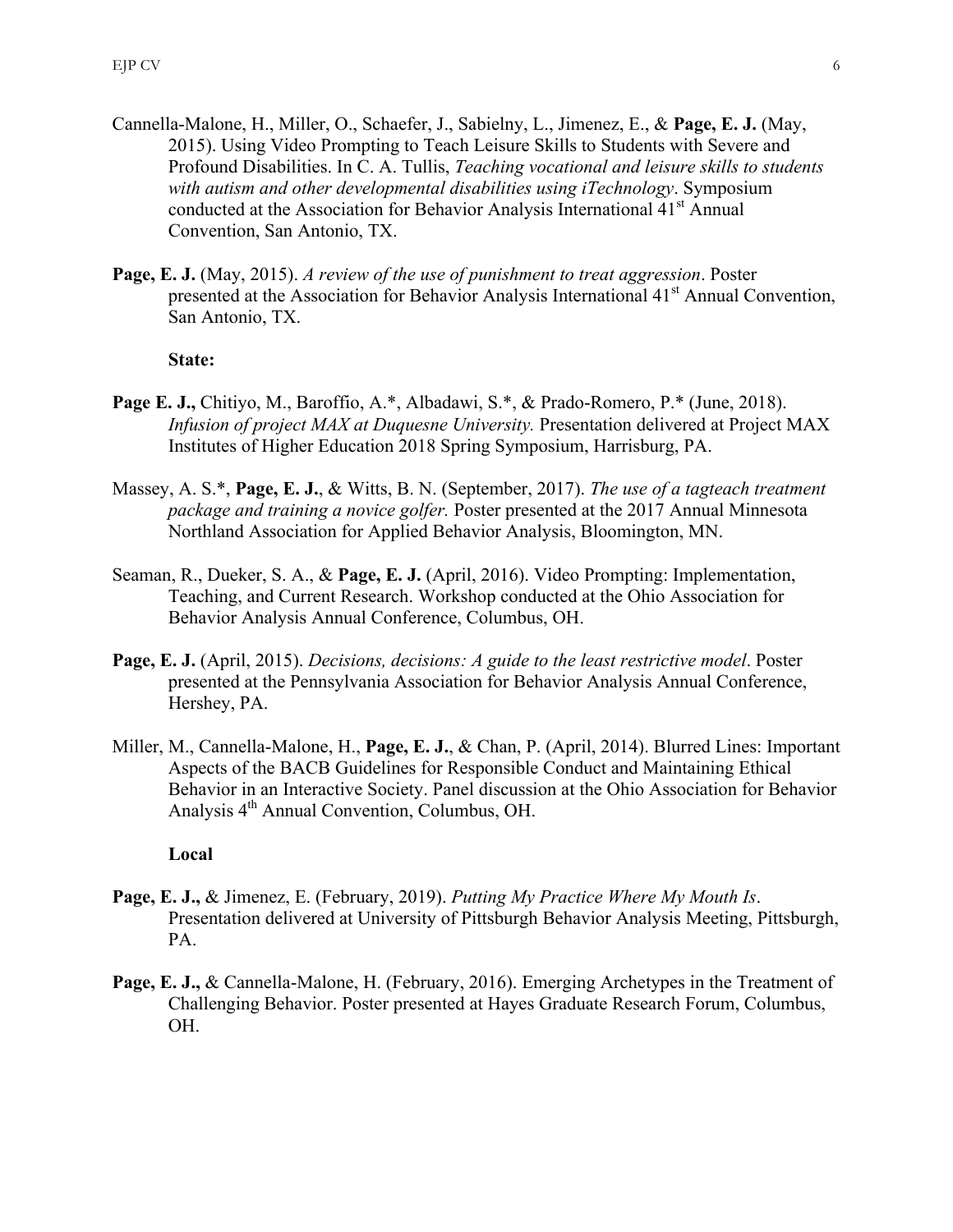Cannella-Malone, H., Miller, O., Schaefer, J., Sabielny, L., Jimenez, E., & **Page, E. J.** (May, 2015). Using Video Prompting to Teach Leisure Skills to Students with Severe and Profound Disabilities. In C. A. Tullis, *Teaching vocational and leisure skills to students with autism and other developmental disabilities using iTechnology*. Symposium conducted at the Association for Behavior Analysis International 41st Annual Convention, San Antonio, TX.

**Page, E. J.** (May, 2015). *A review of the use of punishment to treat aggression*. Poster presented at the Association for Behavior Analysis International 41st Annual Convention, San Antonio, TX.

**State:**

**Page E. J.,** Chitiyo, M., Baroffio, A.*, Albadawi, S.*, & Prado-Romero, P.* (June, 2018). *Infusion of project MAX at Duquesne University.* Presentation delivered at Project MAX Institutes of Higher Education 2018 Spring Symposium, Harrisburg, PA.

Massey, A. S.*, **Page, E. J.**, & Witts, B. N. (September, 2017). *The use of a tagteach treatment package and training a novice golfer.* Poster presented at the 2017 Annual Minnesota Northland Association for Applied Behavior Analysis, Bloomington, MN.

Seaman, R., Dueker, S. A., & **Page, E. J.** (April, 2016). Video Prompting: Implementation, Teaching, and Current Research. Workshop conducted at the Ohio Association for Behavior Analysis Annual Conference, Columbus, OH.

**Page, E. J.** (April, 2015). *Decisions, decisions: A guide to the least restrictive model*. Poster presented at the Pennsylvania Association for Behavior Analysis Annual Conference, Hershey, PA.

Miller, M., Cannella-Malone, H., **Page, E. J.**, & Chan, P. (April, 2014). Blurred Lines: Important Aspects of the BACB Guidelines for Responsible Conduct and Maintaining Ethical Behavior in an Interactive Society. Panel discussion at the Ohio Association for Behavior Analysis 4th Annual Convention, Columbus, OH.

**Local**

**Page, E. J.,** & Jimenez, E. (February, 2019). *Putting My Practice Where My Mouth Is*. Presentation delivered at University of Pittsburgh Behavior Analysis Meeting, Pittsburgh, PA.

**Page, E. J.,** & Cannella-Malone, H. (February, 2016). Emerging Archetypes in the Treatment of Challenging Behavior. Poster presented at Hayes Graduate Research Forum, Columbus, OH.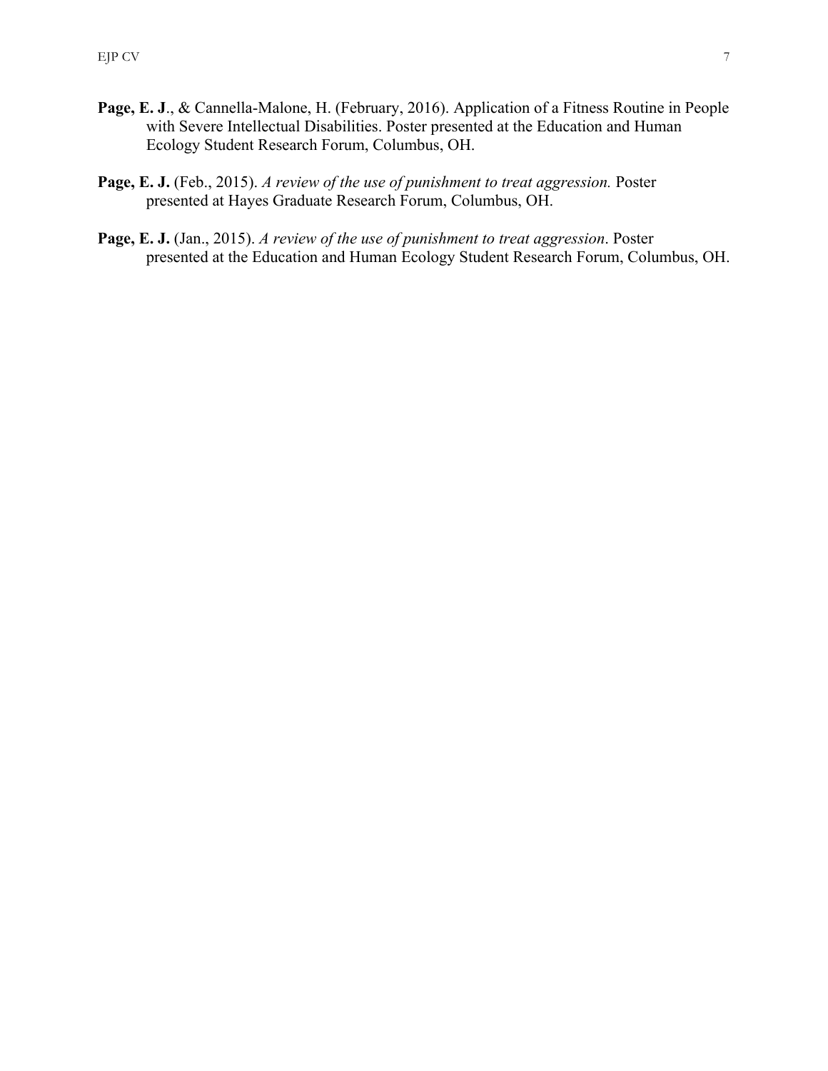**Page, E. J**., & Cannella-Malone, H. (February, 2016). Application of a Fitness Routine in People with Severe Intellectual Disabilities. Poster presented at the Education and Human Ecology Student Research Forum, Columbus, OH.

**Page, E. J.** (Feb., 2015). *A review of the use of punishment to treat aggression.* Poster presented at Hayes Graduate Research Forum, Columbus, OH.

**Page, E. J.** (Jan., 2015). *A review of the use of punishment to treat aggression*. Poster presented at the Education and Human Ecology Student Research Forum, Columbus, OH.